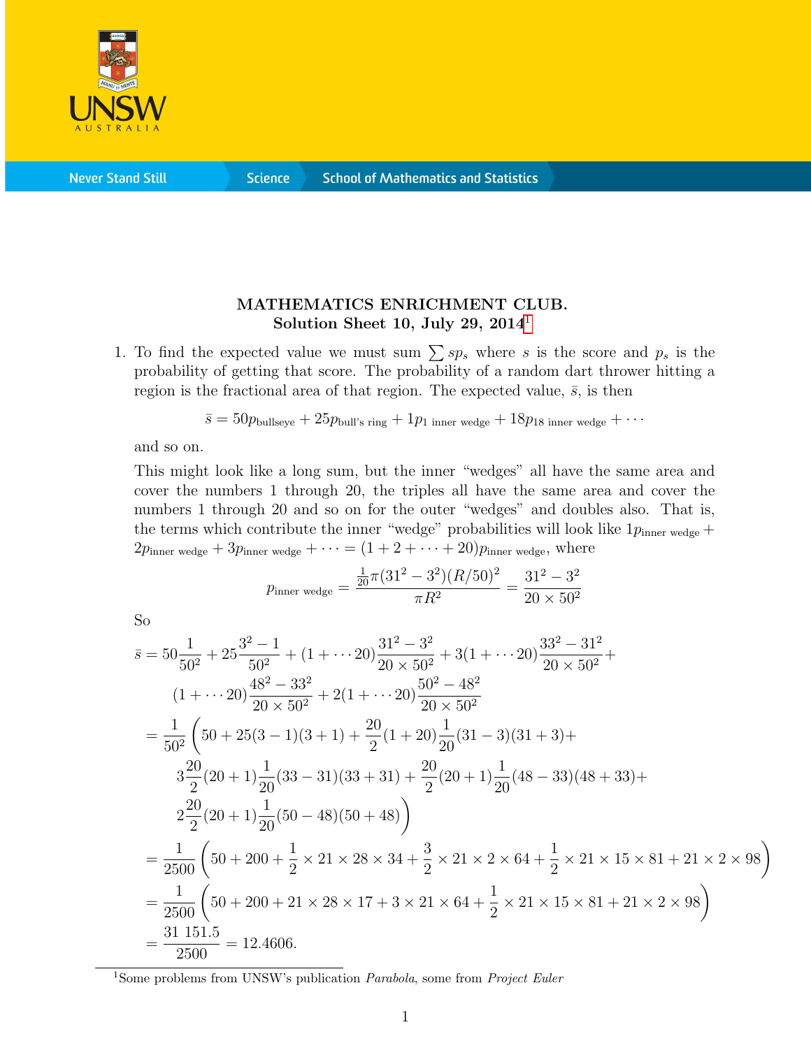# MATHEMATICS ENRICHMENT CLUB.
## Solution Sheet 10, July 29, 2014[1]

1. To find the expected value we must sum $\sum sp_s$ where $s$ is the score and $p_s$ is the probability of getting that score. The probability of a random dart thrower hitting a region is the fractional area of that region. The expected value, $\bar{s}$, is then

$$\bar{s} = 50p_{\text{bullseye}} + 25p_{\text{bull's ring}} + 1p_{1\text{ inner wedge}} + 18p_{18\text{ inner wedge}} + \cdots$$

and so on.

This might look like a long sum, but the inner "wedges" all have the same area and cover the numbers 1 through 20, the triples all have the same area and cover the numbers 1 through 20 and so on for the outer "wedges" and doubles also. That is, the terms which contribute the inner "wedge" probabilities will look like $1p_{\text{inner wedge}} + 2p_{\text{inner wedge}} + 3p_{\text{inner wedge}} + \cdots = (1 + 2 + \cdots + 20)p_{\text{inner wedge}}$, where

$$p_{\text{inner wedge}} = \frac{\frac{1}{20}\pi(31^2 - 3^2)(R/50)^2}{\pi R^2} = \frac{31^2 - 3^2}{20 \times 50^2}$$

So

$$\begin{aligned}
\bar{s} &= 50\frac{1}{50^2} + 25\frac{3^2-1}{50^2} + (1+\cdots 20)\frac{31^2-3^2}{20 \times 50^2} + 3(1+\cdots 20)\frac{33^2-31^2}{20 \times 50^2} + \\
&\quad (1+\cdots 20)\frac{48^2-33^2}{20 \times 50^2} + 2(1+\cdots 20)\frac{50^2-48^2}{20 \times 50^2} \\
&= \frac{1}{50^2}\Bigg(50 + 25(3-1)(3+1) + \frac{20}{2}(1+20)\frac{1}{20}(31-3)(31+3) + \\
&\quad 3\frac{20}{2}(20+1)\frac{1}{20}(33-31)(33+31) + \frac{20}{2}(20+1)\frac{1}{20}(48-33)(48+33) + \\
&\quad 2\frac{20}{2}(20+1)\frac{1}{20}(50-48)(50+48)\Bigg) \\
&= \frac{1}{2500}\left(50 + 200 + \frac{1}{2} \times 21 \times 28 \times 34 + \frac{3}{2} \times 21 \times 2 \times 64 + \frac{1}{2} \times 21 \times 15 \times 81 + 21 \times 2 \times 98\right) \\
&= \frac{1}{2500}\left(50 + 200 + 21 \times 28 \times 17 + 3 \times 21 \times 64 + \frac{1}{2} \times 21 \times 15 \times 81 + 21 \times 2 \times 98\right) \\
&= \frac{31\ 151.5}{2500} = 12.4606.
\end{aligned}$$

---

[1] Some problems from UNSW's publication *Parabola*, some from *Project Euler*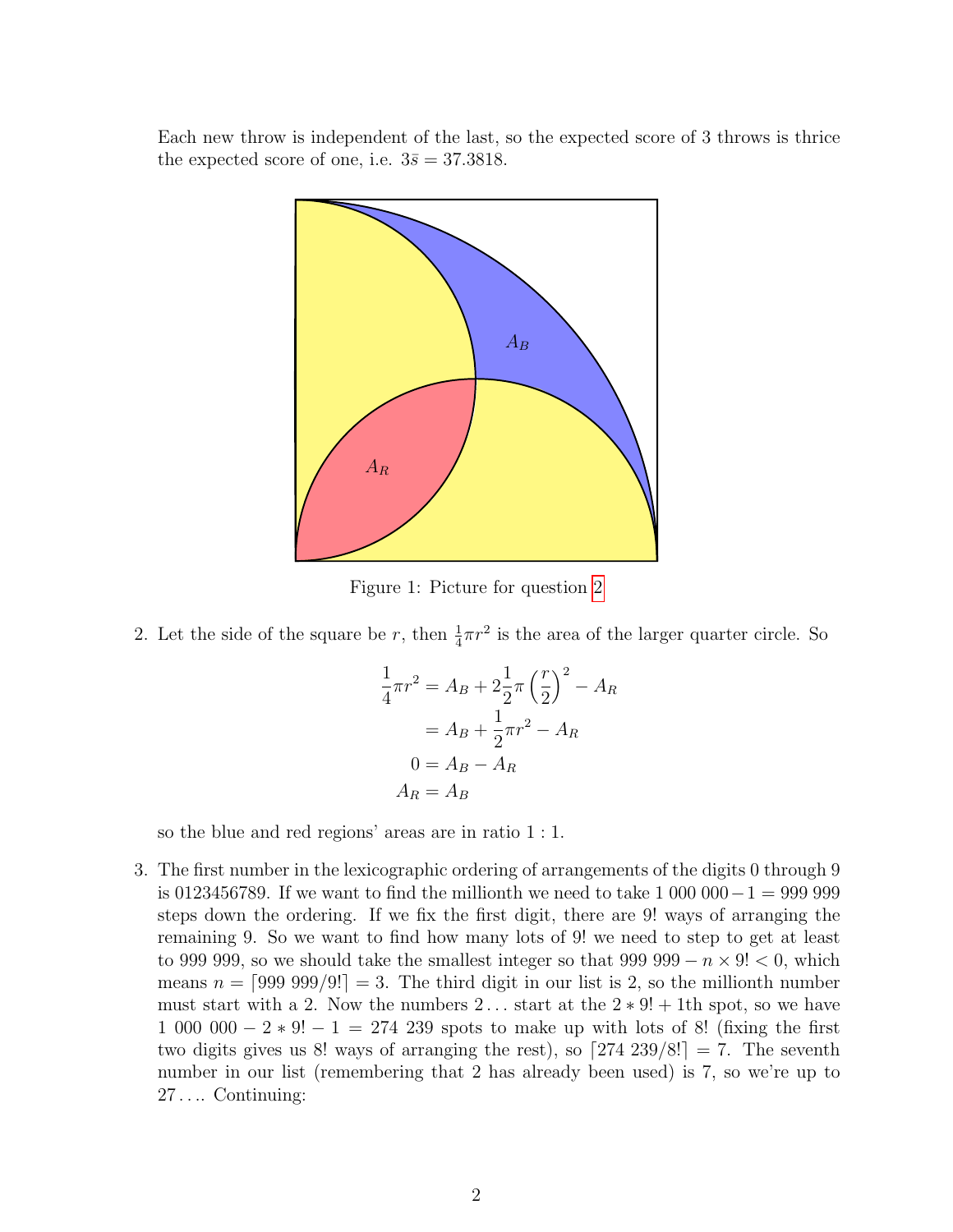Each new throw is independent of the last, so the expected score of 3 throws is thrice the expected score of one, i.e. $3\bar{s} = 37.3818$.

Figure 1: Picture for question 2

2. Let the side of the square be $r$, then $\frac{1}{4}\pi r^2$ is the area of the larger quarter circle. So

$$
\begin{aligned}
\frac{1}{4}\pi r^2 &= A_B + 2\frac{1}{2}\pi\left(\frac{r}{2}\right)^2 - A_R \\
&= A_B + \frac{1}{2}\pi r^2 - A_R \\
0 &= A_B - A_R \\
A_R &= A_B
\end{aligned}
$$

so the blue and red regions' areas are in ratio $1:1$.

3. The first number in the lexicographic ordering of arrangements of the digits 0 through 9 is 0123456789. If we want to find the millionth we need to take $1\ 000\ 000 - 1 = 999\ 999$ steps down the ordering. If we fix the first digit, there are 9! ways of arranging the remaining 9. So we want to find how many lots of 9! we need to step to get at least to 999 999, so we should take the smallest integer so that $999\ 999 - n \times 9! < 0$, which means $n = \lceil 999\ 999/9! \rceil = 3$. The third digit in our list is 2, so the millionth number must start with a 2. Now the numbers $2\ldots$ start at the $2 * 9! + 1$th spot, so we have $1\ 000\ 000 - 2 * 9! - 1 = 274\ 239$ spots to make up with lots of 8! (fixing the first two digits gives us 8! ways of arranging the rest), so $\lceil 274\ 239/8! \rceil = 7$. The seventh number in our list (remembering that 2 has already been used) is 7, so we're up to $27\ldots$. Continuing: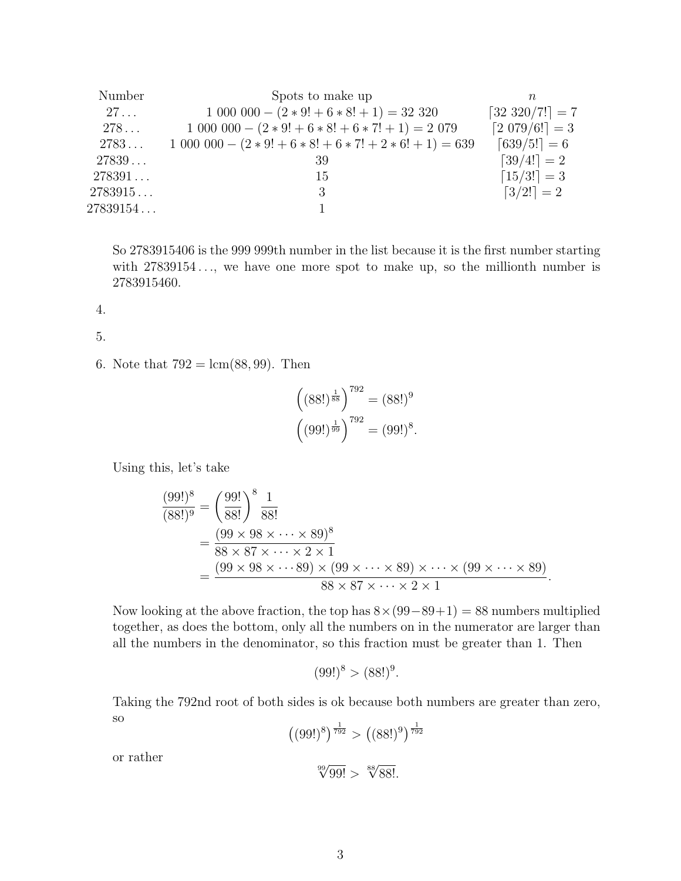| Number | Spots to make up | $n$ |
|---|---|---|
| 27... | $1\ 000\ 000 - (2*9! + 6*8! + 1) = 32\ 320$ | $\lceil 32\ 320/7! \rceil = 7$ |
| 278... | $1\ 000\ 000 - (2*9! + 6*8! + 6*7! + 1) = 2\ 079$ | $\lceil 2\ 079/6! \rceil = 3$ |
| 2783... | $1\ 000\ 000 - (2*9! + 6*8! + 6*7! + 2*6! + 1) = 639$ | $\lceil 639/5! \rceil = 6$ |
| 27839... | 39 | $\lceil 39/4! \rceil = 2$ |
| 278391... | 15 | $\lceil 15/3! \rceil = 3$ |
| 2783915... | 3 | $\lceil 3/2! \rceil = 2$ |
| 27839154... | 1 | |

So 2783915406 is the 999 999th number in the list because it is the first number starting with 27839154..., we have one more spot to make up, so the millionth number is 2783915460.

4.

5.

6. Note that $792 = \text{lcm}(88, 99)$. Then

$$\left((88!)^{\frac{1}{88}}\right)^{792} = (88!)^9$$
$$\left((99!)^{\frac{1}{99}}\right)^{792} = (99!)^8.$$

Using this, let's take

$$\begin{aligned}
\frac{(99!)^8}{(88!)^9} &= \left(\frac{99!}{88!}\right)^8 \frac{1}{88!} \\
&= \frac{(99 \times 98 \times \cdots \times 89)^8}{88 \times 87 \times \cdots \times 2 \times 1} \\
&= \frac{(99 \times 98 \times \cdots 89) \times (99 \times \cdots \times 89) \times \cdots \times (99 \times \cdots \times 89)}{88 \times 87 \times \cdots \times 2 \times 1}.
\end{aligned}$$

Now looking at the above fraction, the top has $8 \times (99-89+1) = 88$ numbers multiplied together, as does the bottom, only all the numbers on in the numerator are larger than all the numbers in the denominator, so this fraction must be greater than 1. Then

$$(99!)^8 > (88!)^9.$$

Taking the 792nd root of both sides is ok because both numbers are greater than zero, so

$$\left((99!)^8\right)^{\frac{1}{792}} > \left((88!)^9\right)^{\frac{1}{792}}$$

or rather

$$\sqrt[99]{99!} > \sqrt[88]{88!}.$$